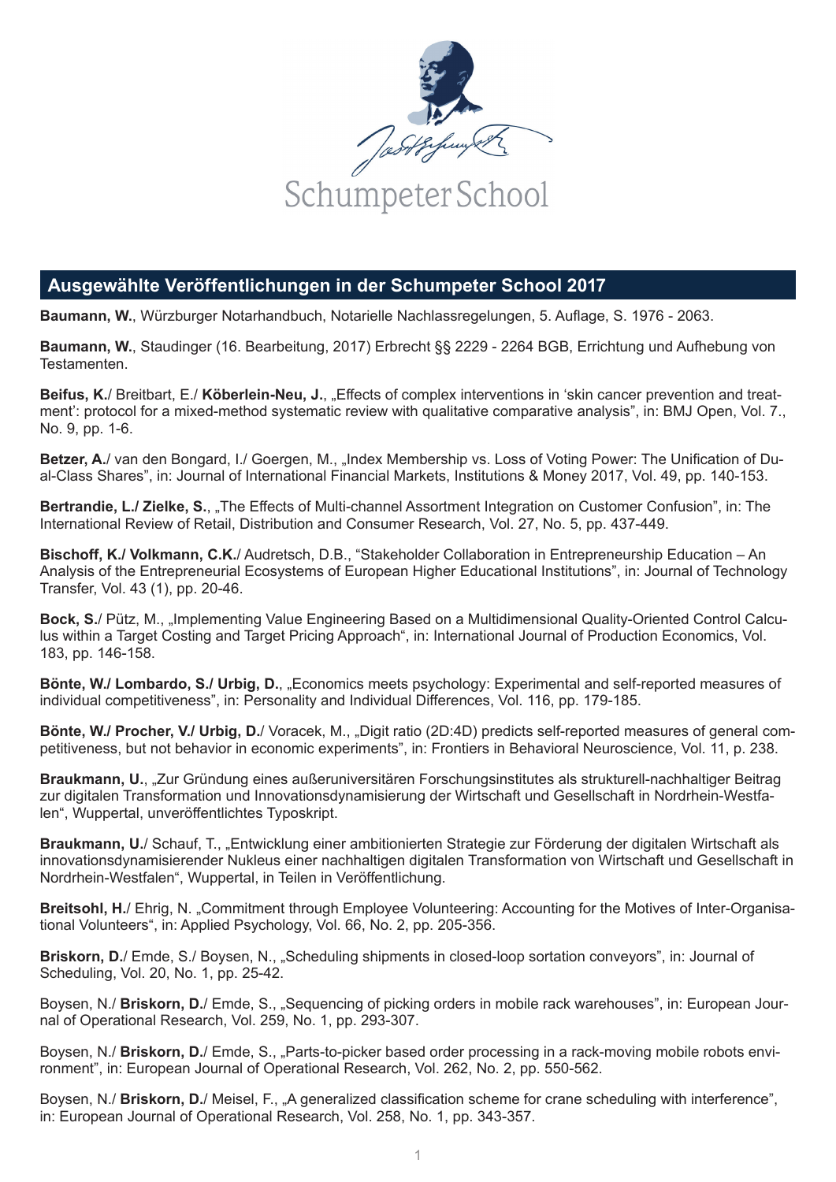Schumpeter School

## Ausgewählte Veröffentlichungen in der Schumpeter School 2017

**Baumann, W.**, Würzburger Notarhandbuch, Notarielle Nachlassregelungen, 5. Auflage, S. 1976 - 2063.

**Baumann, W.**, Staudinger (16. Bearbeitung, 2017) Erbrecht §§ 2229 - 2264 BGB, Errichtung und Aufhebung von Testamenten.

**Beifus, K.**/ Breitbart, E./ **Köberlein-Neu, J.**, „Effects of complex interventions in 'skin cancer prevention and treatment': protocol for a mixed-method systematic review with qualitative comparative analysis", in: BMJ Open, Vol. 7., No. 9, pp. 1-6.

**Betzer, A.**/ van den Bongard, I./ Goergen, M., „Index Membership vs. Loss of Voting Power: The Unification of Dual-Class Shares", in: Journal of International Financial Markets, Institutions & Money 2017, Vol. 49, pp. 140-153.

**Bertrandie, L./ Zielke, S.**, „The Effects of Multi-channel Assortment Integration on Customer Confusion", in: The International Review of Retail, Distribution and Consumer Research, Vol. 27, No. 5, pp. 437-449.

**Bischoff, K./ Volkmann, C.K.**/ Audretsch, D.B., "Stakeholder Collaboration in Entrepreneurship Education – An Analysis of the Entrepreneurial Ecosystems of European Higher Educational Institutions", in: Journal of Technology Transfer, Vol. 43 (1), pp. 20-46.

**Bock, S.**/ Pütz, M., „Implementing Value Engineering Based on a Multidimensional Quality-Oriented Control Calculus within a Target Costing and Target Pricing Approach", in: International Journal of Production Economics, Vol. 183, pp. 146-158.

**Bönte, W./ Lombardo, S./ Urbig, D.**, „Economics meets psychology: Experimental and self-reported measures of individual competitiveness", in: Personality and Individual Differences, Vol. 116, pp. 179-185.

**Bönte, W./ Procher, V./ Urbig, D.**/ Voracek, M., „Digit ratio (2D:4D) predicts self-reported measures of general competitiveness, but not behavior in economic experiments", in: Frontiers in Behavioral Neuroscience, Vol. 11, p. 238.

**Braukmann, U.**, „Zur Gründung eines außeruniversitären Forschungsinstitutes als strukturell-nachhaltiger Beitrag zur digitalen Transformation und Innovationsdynamisierung der Wirtschaft und Gesellschaft in Nordrhein-Westfalen", Wuppertal, unveröffentlichtes Typoskript.

**Braukmann, U.**/ Schauf, T., „Entwicklung einer ambitionierten Strategie zur Förderung der digitalen Wirtschaft als innovationsdynamisierender Nukleus einer nachhaltigen digitalen Transformation von Wirtschaft und Gesellschaft in Nordrhein-Westfalen", Wuppertal, in Teilen in Veröffentlichung.

**Breitsohl, H.**/ Ehrig, N. „Commitment through Employee Volunteering: Accounting for the Motives of Inter-Organisational Volunteers", in: Applied Psychology, Vol. 66, No. 2, pp. 205-356.

**Briskorn, D.**/ Emde, S./ Boysen, N., „Scheduling shipments in closed-loop sortation conveyors", in: Journal of Scheduling, Vol. 20, No. 1, pp. 25-42.

Boysen, N./ **Briskorn, D.**/ Emde, S., „Sequencing of picking orders in mobile rack warehouses", in: European Journal of Operational Research, Vol. 259, No. 1, pp. 293-307.

Boysen, N./ **Briskorn, D.**/ Emde, S., „Parts-to-picker based order processing in a rack-moving mobile robots environment", in: European Journal of Operational Research, Vol. 262, No. 2, pp. 550-562.

Boysen, N./ **Briskorn, D.**/ Meisel, F., „A generalized classification scheme for crane scheduling with interference", in: European Journal of Operational Research, Vol. 258, No. 1, pp. 343-357.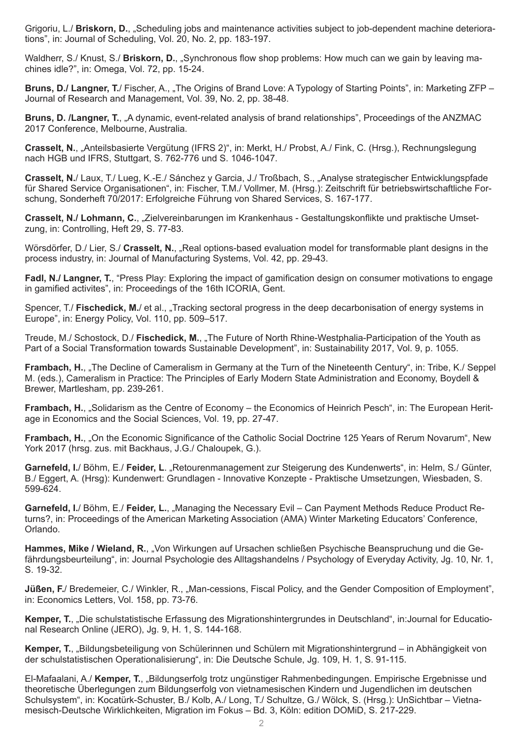Grigoriu, L./ **Briskorn, D.**, „Scheduling jobs and maintenance activities subject to job-dependent machine deteriorations", in: Journal of Scheduling, Vol. 20, No. 2, pp. 183-197.

Waldherr, S./ Knust, S./ **Briskorn, D.**, „Synchronous flow shop problems: How much can we gain by leaving machines idle?", in: Omega, Vol. 72, pp. 15-24.

**Bruns, D./ Langner, T.**/ Fischer, A., „The Origins of Brand Love: A Typology of Starting Points", in: Marketing ZFP – Journal of Research and Management, Vol. 39, No. 2, pp. 38-48.

**Bruns, D. /Langner, T.**, „A dynamic, event-related analysis of brand relationships", Proceedings of the ANZMAC 2017 Conference, Melbourne, Australia.

**Crasselt, N.**, „Anteilsbasierte Vergütung (IFRS 2)", in: Merkt, H./ Probst, A./ Fink, C. (Hrsg.), Rechnungslegung nach HGB und IFRS, Stuttgart, S. 762-776 und S. 1046-1047.

**Crasselt, N.**/ Laux, T./ Lueg, K.-E./ Sánchez y Garcia, J./ Troßbach, S., „Analyse strategischer Entwicklungspfade für Shared Service Organisationen", in: Fischer, T.M./ Vollmer, M. (Hrsg.): Zeitschrift für betriebswirtschaftliche Forschung, Sonderheft 70/2017: Erfolgreiche Führung von Shared Services, S. 167-177.

**Crasselt, N./ Lohmann, C.**, „Zielvereinbarungen im Krankenhaus - Gestaltungskonflikte und praktische Umsetzung, in: Controlling, Heft 29, S. 77-83.

Wörsdörfer, D./ Lier, S./ **Crasselt, N.**, „Real options-based evaluation model for transformable plant designs in the process industry, in: Journal of Manufacturing Systems, Vol. 42, pp. 29-43.

**Fadl, N./ Langner, T.**, "Press Play: Exploring the impact of gamification design on consumer motivations to engage in gamified activites", in: Proceedings of the 16th ICORIA, Gent.

Spencer, T./ **Fischedick, M.**/ et al., „Tracking sectoral progress in the deep decarbonisation of energy systems in Europe", in: Energy Policy, Vol. 110, pp. 509–517.

Treude, M./ Schostock, D./ **Fischedick, M.**, „The Future of North Rhine-Westphalia-Participation of the Youth as Part of a Social Transformation towards Sustainable Development", in: Sustainability 2017, Vol. 9, p. 1055.

**Frambach, H.**, „The Decline of Cameralism in Germany at the Turn of the Nineteenth Century", in: Tribe, K./ Seppel M. (eds.), Cameralism in Practice: The Principles of Early Modern State Administration and Economy, Boydell & Brewer, Martlesham, pp. 239-261.

**Frambach, H.**, „Solidarism as the Centre of Economy – the Economics of Heinrich Pesch", in: The European Heritage in Economics and the Social Sciences, Vol. 19, pp. 27-47.

**Frambach, H.**, „On the Economic Significance of the Catholic Social Doctrine 125 Years of Rerum Novarum", New York 2017 (hrsg. zus. mit Backhaus, J.G./ Chaloupek, G.).

**Garnefeld, I.**/ Böhm, E./ **Feider, L**. „Retourenmanagement zur Steigerung des Kundenwerts", in: Helm, S./ Günter, B./ Eggert, A. (Hrsg): Kundenwert: Grundlagen - Innovative Konzepte - Praktische Umsetzungen, Wiesbaden, S. 599-624.

**Garnefeld, I.**/ Böhm, E./ **Feider, L.**, „Managing the Necessary Evil – Can Payment Methods Reduce Product Returns?, in: Proceedings of the American Marketing Association (AMA) Winter Marketing Educators' Conference, Orlando.

**Hammes, Mike / Wieland, R.**, „Von Wirkungen auf Ursachen schließen Psychische Beanspruchung und die Gefährdungsbeurteilung", in: Journal Psychologie des Alltagshandelns / Psychology of Everyday Activity, Jg. 10, Nr. 1, S. 19-32.

**Jüßen, F.**/ Bredemeier, C./ Winkler, R., „Man-cessions, Fiscal Policy, and the Gender Composition of Employment", in: Economics Letters, Vol. 158, pp. 73-76.

**Kemper, T.**, „Die schulstatistische Erfassung des Migrationshintergrundes in Deutschland", in:Journal for Educational Research Online (JERO), Jg. 9, H. 1, S. 144-168.

**Kemper, T.**, „Bildungsbeteiligung von Schülerinnen und Schülern mit Migrationshintergrund – in Abhängigkeit von der schulstatistischen Operationalisierung", in: Die Deutsche Schule, Jg. 109, H. 1, S. 91-115.

El-Mafaalani, A./ **Kemper, T.**, „Bildungserfolg trotz ungünstiger Rahmenbedingungen. Empirische Ergebnisse und theoretische Überlegungen zum Bildungserfolg von vietnamesischen Kindern und Jugendlichen im deutschen Schulsystem", in: Kocatürk-Schuster, B./ Kolb, A./ Long, T./ Schultze, G./ Wölck, S. (Hrsg.): UnSichtbar – Vietnamesisch-Deutsche Wirklichkeiten, Migration im Fokus – Bd. 3, Köln: edition DOMiD, S. 217-229.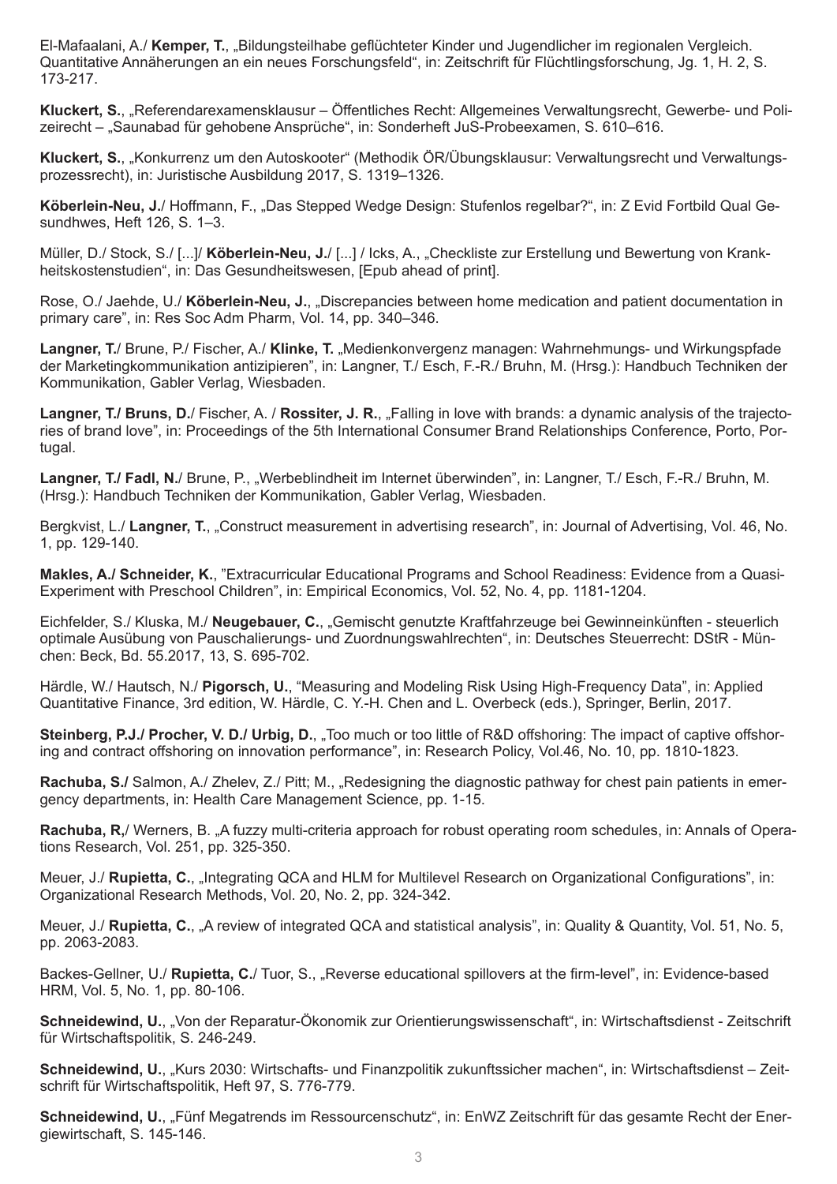El-Mafaalani, A./ **Kemper, T.**, „Bildungsteilhabe geflüchteter Kinder und Jugendlicher im regionalen Vergleich. Quantitative Annäherungen an ein neues Forschungsfeld“, in: Zeitschrift für Flüchtlingsforschung, Jg. 1, H. 2, S. 173-217.

**Kluckert, S.**, „Referendarexamensklausur – Öffentliches Recht: Allgemeines Verwaltungsrecht, Gewerbe- und Polizeirecht – „Saunabad für gehobene Ansprüche“, in: Sonderheft JuS-Probeexamen, S. 610–616.

**Kluckert, S.**, „Konkurrenz um den Autoskooter“ (Methodik ÖR/Übungsklausur: Verwaltungsrecht und Verwaltungsprozessrecht), in: Juristische Ausbildung 2017, S. 1319–1326.

**Köberlein-Neu, J.**/ Hoffmann, F., „Das Stepped Wedge Design: Stufenlos regelbar?“, in: Z Evid Fortbild Qual Gesundhwes, Heft 126, S. 1–3.

Müller, D./ Stock, S./ [...]/ **Köberlein-Neu, J.**/ [...] / Icks, A., „Checkliste zur Erstellung und Bewertung von Krankheitskostenstudien“, in: Das Gesundheitswesen, [Epub ahead of print].

Rose, O./ Jaehde, U./ **Köberlein-Neu, J.**, „Discrepancies between home medication and patient documentation in primary care”, in: Res Soc Adm Pharm, Vol. 14, pp. 340–346.

**Langner, T.**/ Brune, P./ Fischer, A./ **Klinke, T.** „Medienkonvergenz managen: Wahrnehmungs- und Wirkungspfade der Marketingkommunikation antizipieren“, in: Langner, T./ Esch, F.-R./ Bruhn, M. (Hrsg.): Handbuch Techniken der Kommunikation, Gabler Verlag, Wiesbaden.

**Langner, T./ Bruns, D.**/ Fischer, A. / **Rossiter, J. R.**, „Falling in love with brands: a dynamic analysis of the trajectories of brand love“, in: Proceedings of the 5th International Consumer Brand Relationships Conference, Porto, Portugal.

**Langner, T./ Fadl, N.**/ Brune, P., „Werbeblindheit im Internet überwinden“, in: Langner, T./ Esch, F.-R./ Bruhn, M. (Hrsg.): Handbuch Techniken der Kommunikation, Gabler Verlag, Wiesbaden.

Bergkvist, L./ **Langner, T.**, „Construct measurement in advertising research“, in: Journal of Advertising, Vol. 46, No. 1, pp. 129-140.

**Makles, A./ Schneider, K.**, ”Extracurricular Educational Programs and School Readiness: Evidence from a Quasi-Experiment with Preschool Children”, in: Empirical Economics, Vol. 52, No. 4, pp. 1181-1204.

Eichfelder, S./ Kluska, M./ **Neugebauer, C.**, „Gemischt genutzte Kraftfahrzeuge bei Gewinneinkünften - steuerlich optimale Ausübung von Pauschalierungs- und Zuordnungswahlrechten“, in: Deutsches Steuerrecht: DStR - München: Beck, Bd. 55.2017, 13, S. 695-702.

Härdle, W./ Hautsch, N./ **Pigorsch, U.**, “Measuring and Modeling Risk Using High-Frequency Data”, in: Applied Quantitative Finance, 3rd edition, W. Härdle, C. Y.-H. Chen and L. Overbeck (eds.), Springer, Berlin, 2017.

**Steinberg, P.J./ Procher, V. D./ Urbig, D.**, „Too much or too little of R&D offshoring: The impact of captive offshoring and contract offshoring on innovation performance“, in: Research Policy, Vol.46, No. 10, pp. 1810-1823.

**Rachuba, S./** Salmon, A./ Zhelev, Z./ Pitt; M., „Redesigning the diagnostic pathway for chest pain patients in emergency departments, in: Health Care Management Science, pp. 1-15.

**Rachuba, R,**/ Werners, B. „A fuzzy multi-criteria approach for robust operating room schedules, in: Annals of Operations Research, Vol. 251, pp. 325-350.

Meuer, J./ **Rupietta, C.**, „Integrating QCA and HLM for Multilevel Research on Organizational Configurations“, in: Organizational Research Methods, Vol. 20, No. 2, pp. 324-342.

Meuer, J./ **Rupietta, C.**, „A review of integrated QCA and statistical analysis“, in: Quality & Quantity, Vol. 51, No. 5, pp. 2063-2083.

Backes-Gellner, U./ **Rupietta, C.**/ Tuor, S., „Reverse educational spillovers at the firm-level“, in: Evidence-based HRM, Vol. 5, No. 1, pp. 80-106.

**Schneidewind, U.**, „Von der Reparatur-Ökonomik zur Orientierungswissenschaft“, in: Wirtschaftsdienst - Zeitschrift für Wirtschaftspolitik, S. 246-249.

**Schneidewind, U.**, „Kurs 2030: Wirtschafts- und Finanzpolitik zukunftssicher machen“, in: Wirtschaftsdienst – Zeitschrift für Wirtschaftspolitik, Heft 97, S. 776-779.

**Schneidewind, U.**, „Fünf Megatrends im Ressourcenschutz“, in: EnWZ Zeitschrift für das gesamte Recht der Energiewirtschaft, S. 145-146.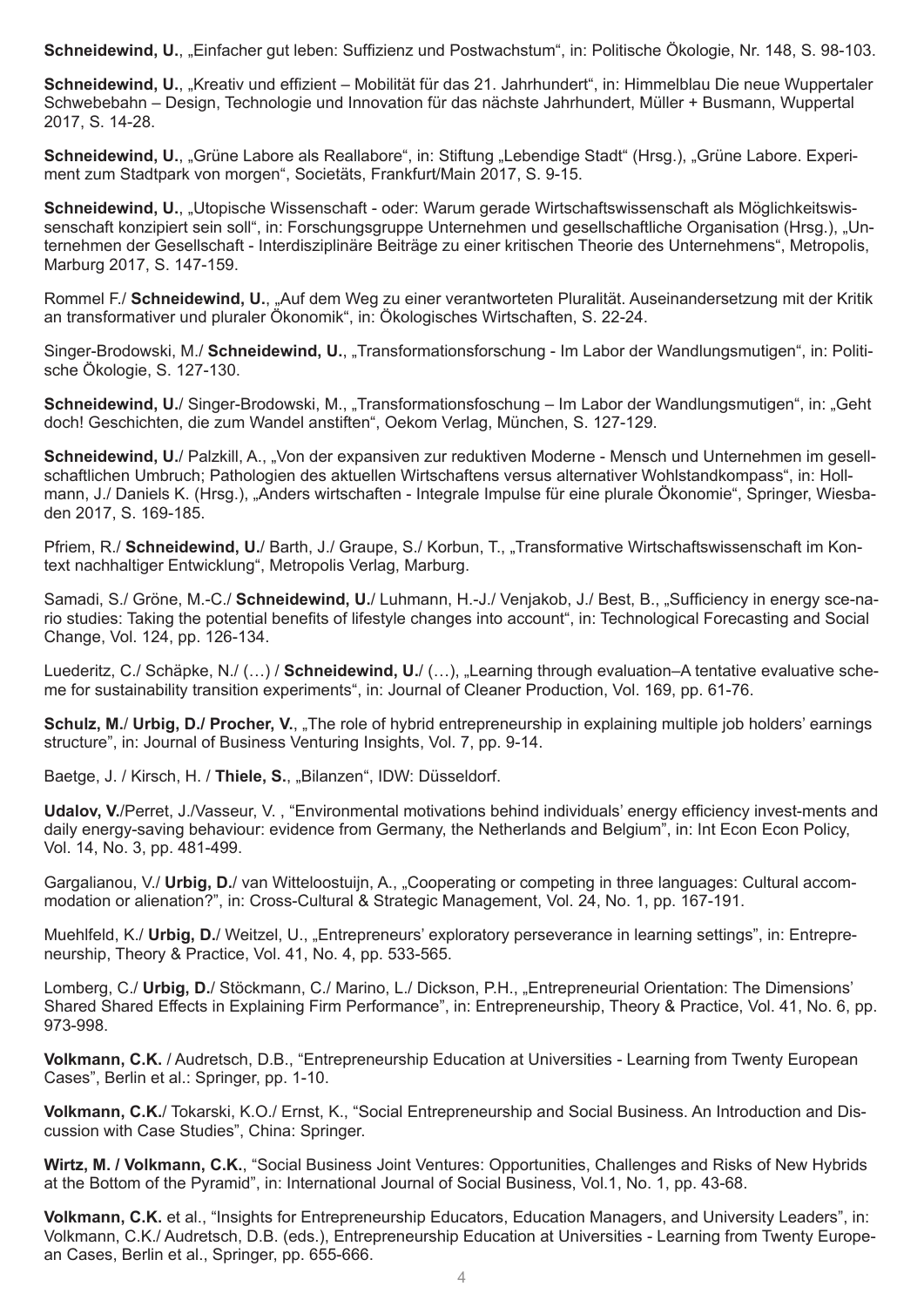**Schneidewind, U.**, „Einfacher gut leben: Suffizienz und Postwachstum“, in: Politische Ökologie, Nr. 148, S. 98-103.

**Schneidewind, U.**, „Kreativ und effizient – Mobilität für das 21. Jahrhundert“, in: Himmelblau Die neue Wuppertaler Schwebebahn – Design, Technologie und Innovation für das nächste Jahrhundert, Müller + Busmann, Wuppertal 2017, S. 14-28.

**Schneidewind, U.**, „Grüne Labore als Reallabore“, in: Stiftung „Lebendige Stadt“ (Hrsg.), „Grüne Labore. Experiment zum Stadtpark von morgen“, Societäts, Frankfurt/Main 2017, S. 9-15.

**Schneidewind, U.**, „Utopische Wissenschaft - oder: Warum gerade Wirtschaftswissenschaft als Möglichkeitswissenschaft konzipiert sein soll“, in: Forschungsgruppe Unternehmen und gesellschaftliche Organisation (Hrsg.), „Unternehmen der Gesellschaft - Interdisziplinäre Beiträge zu einer kritischen Theorie des Unternehmens“, Metropolis, Marburg 2017, S. 147-159.

Rommel F./ **Schneidewind, U.**, „Auf dem Weg zu einer verantworteten Pluralität. Auseinandersetzung mit der Kritik an transformativer und pluraler Ökonomik“, in: Ökologisches Wirtschaften, S. 22-24.

Singer-Brodowski, M./ **Schneidewind, U.**, „Transformationsforschung - Im Labor der Wandlungsmutigen“, in: Politische Ökologie, S. 127-130.

**Schneidewind, U.**/ Singer-Brodowski, M., „Transformationsfoschung – Im Labor der Wandlungsmutigen“, in: „Geht doch! Geschichten, die zum Wandel anstiften“, Oekom Verlag, München, S. 127-129.

**Schneidewind, U.**/ Palzkill, A., „Von der expansiven zur reduktiven Moderne - Mensch und Unternehmen im gesellschaftlichen Umbruch; Pathologien des aktuellen Wirtschaftens versus alternativer Wohlstandkompass“, in: Hollmann, J./ Daniels K. (Hrsg.), „Anders wirtschaften - Integrale Impulse für eine plurale Ökonomie“, Springer, Wiesbaden 2017, S. 169-185.

Pfriem, R./ **Schneidewind, U.**/ Barth, J./ Graupe, S./ Korbun, T., „Transformative Wirtschaftswissenschaft im Kontext nachhaltiger Entwicklung“, Metropolis Verlag, Marburg.

Samadi, S./ Gröne, M.-C./ **Schneidewind, U.**/ Luhmann, H.-J./ Venjakob, J./ Best, B., „Sufficiency in energy sce-nario studies: Taking the potential benefits of lifestyle changes into account“, in: Technological Forecasting and Social Change, Vol. 124, pp. 126-134.

Luederitz, C./ Schäpke, N./ (…) / **Schneidewind, U.**/ (…), „Learning through evaluation–A tentative evaluative scheme for sustainability transition experiments“, in: Journal of Cleaner Production, Vol. 169, pp. 61-76.

**Schulz, M.**/ **Urbig, D./ Procher, V.**, „The role of hybrid entrepreneurship in explaining multiple job holders' earnings structure“, in: Journal of Business Venturing Insights, Vol. 7, pp. 9-14.

Baetge, J. / Kirsch, H. / **Thiele, S.**, „Bilanzen“, IDW: Düsseldorf.

**Udalov, V.**/Perret, J./Vasseur, V. , “Environmental motivations behind individuals' energy efficiency invest-ments and daily energy-saving behaviour: evidence from Germany, the Netherlands and Belgium”, in: Int Econ Econ Policy, Vol. 14, No. 3, pp. 481-499.

Gargalianou, V./ **Urbig, D.**/ van Witteloostuijn, A., „Cooperating or competing in three languages: Cultural accommodation or alienation?”, in: Cross-Cultural & Strategic Management, Vol. 24, No. 1, pp. 167-191.

Muehlfeld, K./ **Urbig, D.**/ Weitzel, U., „Entrepreneurs' exploratory perseverance in learning settings“, in: Entrepreneurship, Theory & Practice, Vol. 41, No. 4, pp. 533-565.

Lomberg, C./ **Urbig, D.**/ Stöckmann, C./ Marino, L./ Dickson, P.H., „Entrepreneurial Orientation: The Dimensions' Shared Shared Effects in Explaining Firm Performance“, in: Entrepreneurship, Theory & Practice, Vol. 41, No. 6, pp. 973-998.

**Volkmann, C.K.** / Audretsch, D.B., “Entrepreneurship Education at Universities - Learning from Twenty European Cases”, Berlin et al.: Springer, pp. 1-10.

**Volkmann, C.K.**/ Tokarski, K.O./ Ernst, K., “Social Entrepreneurship and Social Business. An Introduction and Discussion with Case Studies”, China: Springer.

**Wirtz, M. / Volkmann, C.K.**, “Social Business Joint Ventures: Opportunities, Challenges and Risks of New Hybrids at the Bottom of the Pyramid”, in: International Journal of Social Business, Vol.1, No. 1, pp. 43-68.

**Volkmann, C.K.** et al., “Insights for Entrepreneurship Educators, Education Managers, and University Leaders”, in: Volkmann, C.K./ Audretsch, D.B. (eds.), Entrepreneurship Education at Universities - Learning from Twenty European Cases, Berlin et al., Springer, pp. 655-666.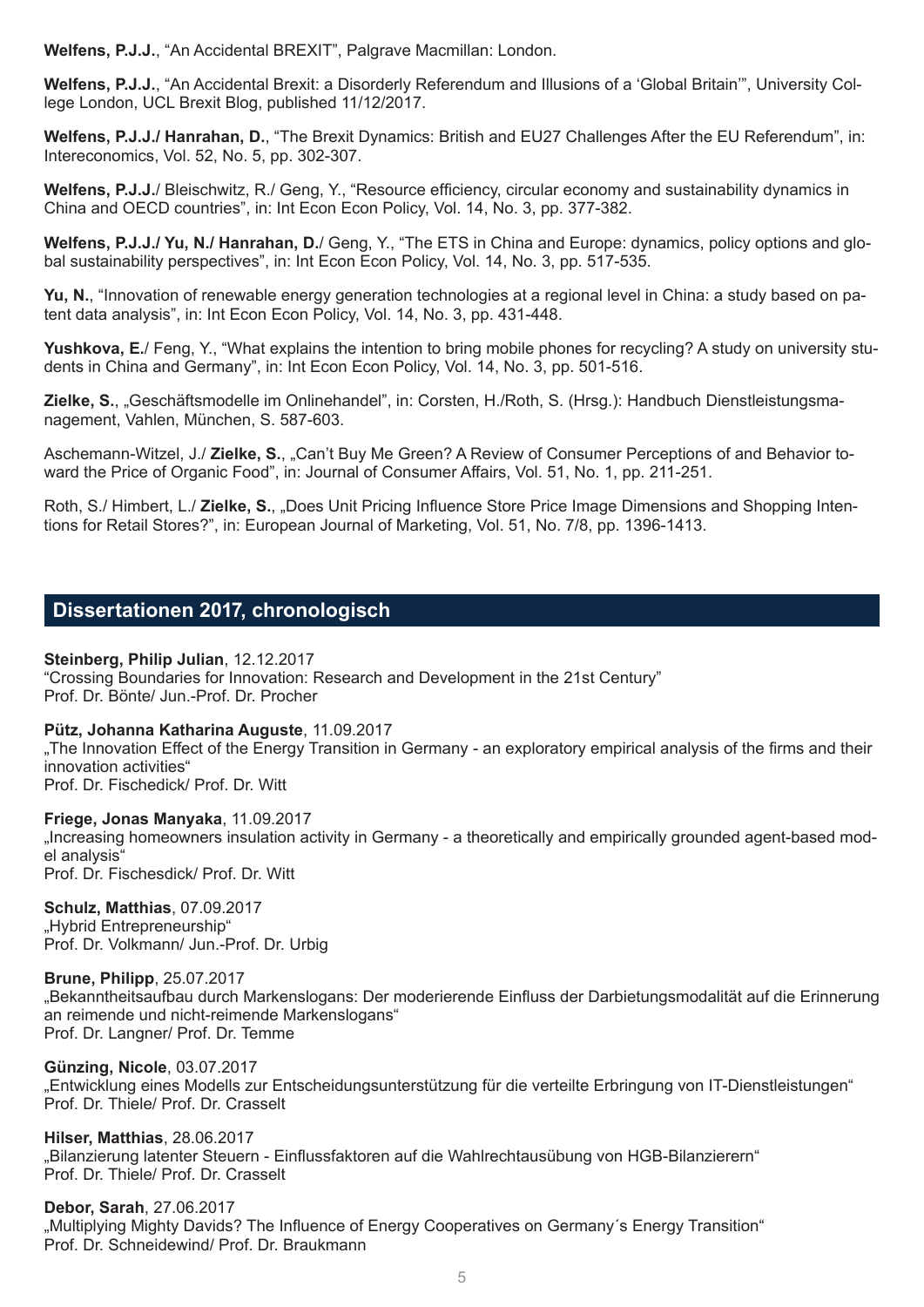**Welfens, P.J.J.**, "An Accidental BREXIT", Palgrave Macmillan: London.

**Welfens, P.J.J.**, "An Accidental Brexit: a Disorderly Referendum and Illusions of a 'Global Britain'", University College London, UCL Brexit Blog, published 11/12/2017.

**Welfens, P.J.J./ Hanrahan, D.**, "The Brexit Dynamics: British and EU27 Challenges After the EU Referendum", in: Intereconomics, Vol. 52, No. 5, pp. 302-307.

**Welfens, P.J.J.**/ Bleischwitz, R./ Geng, Y., "Resource efficiency, circular economy and sustainability dynamics in China and OECD countries", in: Int Econ Econ Policy, Vol. 14, No. 3, pp. 377-382.

**Welfens, P.J.J./ Yu, N./ Hanrahan, D.**/ Geng, Y., "The ETS in China and Europe: dynamics, policy options and global sustainability perspectives", in: Int Econ Econ Policy, Vol. 14, No. 3, pp. 517-535.

**Yu, N.**, "Innovation of renewable energy generation technologies at a regional level in China: a study based on patent data analysis", in: Int Econ Econ Policy, Vol. 14, No. 3, pp. 431-448.

**Yushkova, E.**/ Feng, Y., "What explains the intention to bring mobile phones for recycling? A study on university students in China and Germany", in: Int Econ Econ Policy, Vol. 14, No. 3, pp. 501-516.

**Zielke, S.**, „Geschäftsmodelle im Onlinehandel", in: Corsten, H./Roth, S. (Hrsg.): Handbuch Dienstleistungsmanagement, Vahlen, München, S. 587-603.

Aschemann-Witzel, J./ **Zielke, S.**, „Can't Buy Me Green? A Review of Consumer Perceptions of and Behavior toward the Price of Organic Food", in: Journal of Consumer Affairs, Vol. 51, No. 1, pp. 211-251.

Roth, S./ Himbert, L./ **Zielke, S.**, „Does Unit Pricing Influence Store Price Image Dimensions and Shopping Intentions for Retail Stores?", in: European Journal of Marketing, Vol. 51, No. 7/8, pp. 1396-1413.

## Dissertationen 2017, chronologisch

**Steinberg, Philip Julian**, 12.12.2017
"Crossing Boundaries for Innovation: Research and Development in the 21st Century"
Prof. Dr. Bönte/ Jun.-Prof. Dr. Procher

**Pütz, Johanna Katharina Auguste**, 11.09.2017
„The Innovation Effect of the Energy Transition in Germany - an exploratory empirical analysis of the firms and their innovation activities"
Prof. Dr. Fischedick/ Prof. Dr. Witt

**Friege, Jonas Manyaka**, 11.09.2017
„Increasing homeowners insulation activity in Germany - a theoretically and empirically grounded agent-based model analysis"
Prof. Dr. Fischesdick/ Prof. Dr. Witt

**Schulz, Matthias**, 07.09.2017
„Hybrid Entrepreneurship"
Prof. Dr. Volkmann/ Jun.-Prof. Dr. Urbig

**Brune, Philipp**, 25.07.2017
„Bekanntheitsaufbau durch Markenslogans: Der moderierende Einfluss der Darbietungsmodalität auf die Erinnerung an reimende und nicht-reimende Markenslogans"
Prof. Dr. Langner/ Prof. Dr. Temme

**Günzing, Nicole**, 03.07.2017
„Entwicklung eines Modells zur Entscheidungsunterstützung für die verteilte Erbringung von IT-Dienstleistungen"
Prof. Dr. Thiele/ Prof. Dr. Crasselt

**Hilser, Matthias**, 28.06.2017
„Bilanzierung latenter Steuern - Einflussfaktoren auf die Wahlrechtausübung von HGB-Bilanzierern"
Prof. Dr. Thiele/ Prof. Dr. Crasselt

**Debor, Sarah**, 27.06.2017
„Multiplying Mighty Davids? The Influence of Energy Cooperatives on Germany´s Energy Transition"
Prof. Dr. Schneidewind/ Prof. Dr. Braukmann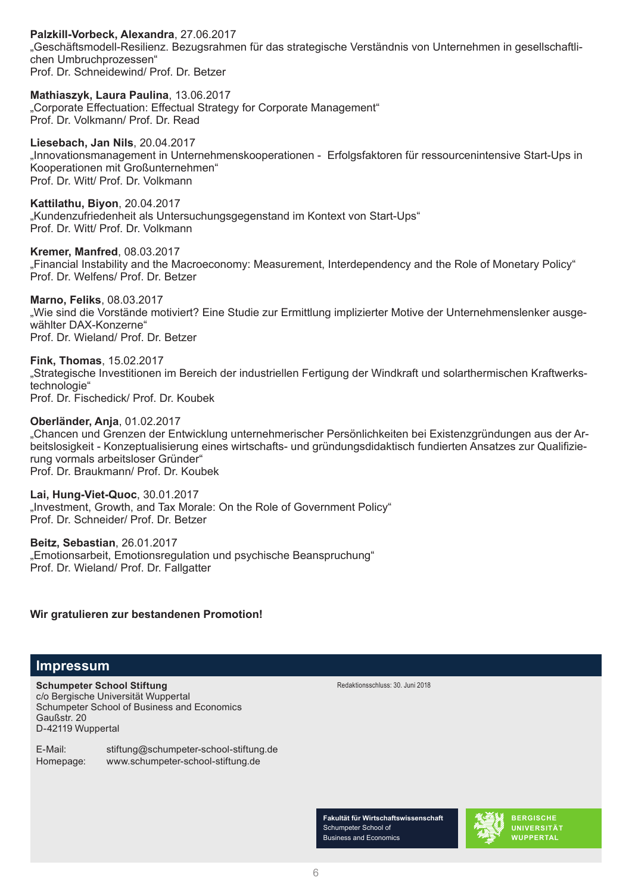**Palzkill-Vorbeck, Alexandra**, 27.06.2017
„Geschäftsmodell-Resilienz. Bezugsrahmen für das strategische Verständnis von Unternehmen in gesellschaftlichen Umbruchprozessen“
Prof. Dr. Schneidewind/ Prof. Dr. Betzer

**Mathiaszyk, Laura Paulina**, 13.06.2017
„Corporate Effectuation: Effectual Strategy for Corporate Management“
Prof. Dr. Volkmann/ Prof. Dr. Read

**Liesebach, Jan Nils**, 20.04.2017
„Innovationsmanagement in Unternehmenskooperationen - Erfolgsfaktoren für ressourcenintensive Start-Ups in Kooperationen mit Großunternehmen“
Prof. Dr. Witt/ Prof. Dr. Volkmann

**Kattilathu, Biyon**, 20.04.2017
„Kundenzufriedenheit als Untersuchungsgegenstand im Kontext von Start-Ups“
Prof. Dr. Witt/ Prof. Dr. Volkmann

**Kremer, Manfred**, 08.03.2017
„Financial Instability and the Macroeconomy: Measurement, Interdependency and the Role of Monetary Policy“
Prof. Dr. Welfens/ Prof. Dr. Betzer

**Marno, Feliks**, 08.03.2017
„Wie sind die Vorstände motiviert? Eine Studie zur Ermittlung implizierter Motive der Unternehmenslenker ausgewählter DAX-Konzerne“
Prof. Dr. Wieland/ Prof. Dr. Betzer

**Fink, Thomas**, 15.02.2017
„Strategische Investitionen im Bereich der industriellen Fertigung der Windkraft und solarthermischen Kraftwerkstechnologie“
Prof. Dr. Fischedick/ Prof. Dr. Koubek

**Oberländer, Anja**, 01.02.2017
„Chancen und Grenzen der Entwicklung unternehmerischer Persönlichkeiten bei Existenzgründungen aus der Arbeitslosigkeit - Konzeptualisierung eines wirtschafts- und gründungsdidaktisch fundierten Ansatzes zur Qualifizierung vormals arbeitsloser Gründer“
Prof. Dr. Braukmann/ Prof. Dr. Koubek

**Lai, Hung-Viet-Quoc**, 30.01.2017
„Investment, Growth, and Tax Morale: On the Role of Government Policy“
Prof. Dr. Schneider/ Prof. Dr. Betzer

**Beitz, Sebastian**, 26.01.2017
„Emotionsarbeit, Emotionsregulation und psychische Beanspruchung“
Prof. Dr. Wieland/ Prof. Dr. Fallgatter

**Wir gratulieren zur bestandenen Promotion!**

## Impressum

**Schumpeter School Stiftung**
c/o Bergische Universität Wuppertal
Schumpeter School of Business and Economics
Gaußstr. 20
D-42119 Wuppertal

E-Mail: stiftung@schumpeter-school-stiftung.de
Homepage: www.schumpeter-school-stiftung.de

Redaktionsschluss: 30. Juni 2018

**Fakultät für Wirtschaftswissenschaft**
Schumpeter School of Business and Economics

BERGISCHE UNIVERSITÄT WUPPERTAL